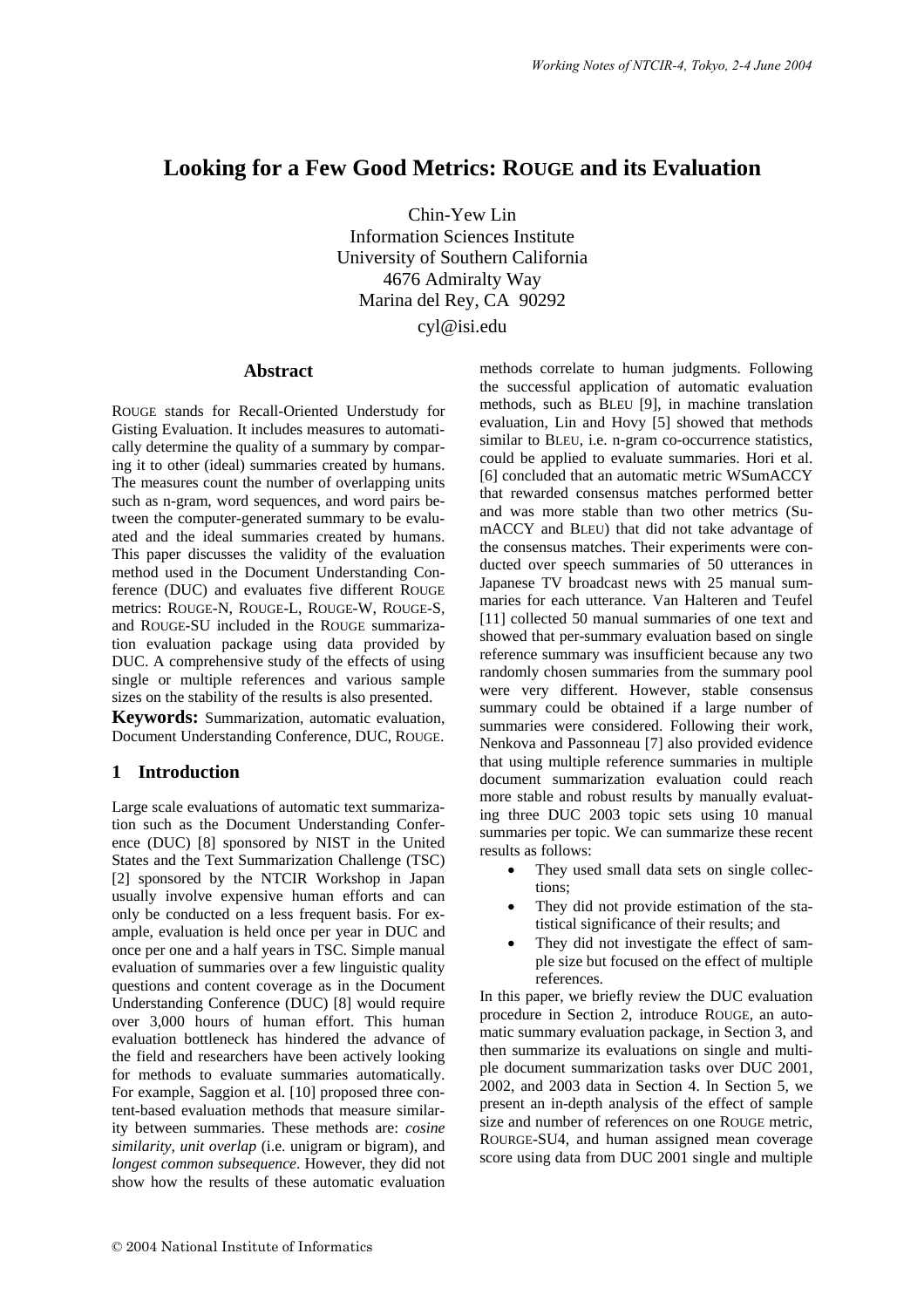# Looking for a Few Good Metrics: ROUGE and its Evaluation

Chin-Yew Lin
Information Sciences Institute
University of Southern California
4676 Admiralty Way
Marina del Rey, CA 90292
cyl@isi.edu

## Abstract

ROUGE stands for Recall-Oriented Understudy for Gisting Evaluation. It includes measures to automatically determine the quality of a summary by comparing it to other (ideal) summaries created by humans. The measures count the number of overlapping units such as n-gram, word sequences, and word pairs between the computer-generated summary to be evaluated and the ideal summaries created by humans. This paper discusses the validity of the evaluation method used in the Document Understanding Conference (DUC) and evaluates five different ROUGE metrics: ROUGE-N, ROUGE-L, ROUGE-W, ROUGE-S, and ROUGE-SU included in the ROUGE summarization evaluation package using data provided by DUC. A comprehensive study of the effects of using single or multiple references and various sample sizes on the stability of the results is also presented.

**Keywords:** Summarization, automatic evaluation, Document Understanding Conference, DUC, ROUGE.

## 1 Introduction

Large scale evaluations of automatic text summarization such as the Document Understanding Conference (DUC) [8] sponsored by NIST in the United States and the Text Summarization Challenge (TSC) [2] sponsored by the NTCIR Workshop in Japan usually involve expensive human efforts and can only be conducted on a less frequent basis. For example, evaluation is held once per year in DUC and once per one and a half years in TSC. Simple manual evaluation of summaries over a few linguistic quality questions and content coverage as in the Document Understanding Conference (DUC) [8] would require over 3,000 hours of human effort. This human evaluation bottleneck has hindered the advance of the field and researchers have been actively looking for methods to evaluate summaries automatically. For example, Saggion et al. [10] proposed three content-based evaluation methods that measure similarity between summaries. These methods are: *cosine similarity*, *unit overlap* (i.e. unigram or bigram), and *longest common subsequence*. However, they did not show how the results of these automatic evaluation methods correlate to human judgments. Following the successful application of automatic evaluation methods, such as BLEU [9], in machine translation evaluation, Lin and Hovy [5] showed that methods similar to BLEU, i.e. n-gram co-occurrence statistics, could be applied to evaluate summaries. Hori et al. [6] concluded that an automatic metric WSumACCY that rewarded consensus matches performed better and was more stable than two other metrics (SumACCY and BLEU) that did not take advantage of the consensus matches. Their experiments were conducted over speech summaries of 50 utterances in Japanese TV broadcast news with 25 manual summaries for each utterance. Van Halteren and Teufel [11] collected 50 manual summaries of one text and showed that per-summary evaluation based on single reference summary was insufficient because any two randomly chosen summaries from the summary pool were very different. However, stable consensus summary could be obtained if a large number of summaries were considered. Following their work, Nenkova and Passonneau [7] also provided evidence that using multiple reference summaries in multiple document summarization evaluation could reach more stable and robust results by manually evaluating three DUC 2003 topic sets using 10 manual summaries per topic. We can summarize these recent results as follows:

- They used small data sets on single collections;
- They did not provide estimation of the statistical significance of their results; and
- They did not investigate the effect of sample size but focused on the effect of multiple references.

In this paper, we briefly review the DUC evaluation procedure in Section 2, introduce ROUGE, an automatic summary evaluation package, in Section 3, and then summarize its evaluations on single and multiple document summarization tasks over DUC 2001, 2002, and 2003 data in Section 4. In Section 5, we present an in-depth analysis of the effect of sample size and number of references on one ROUGE metric, ROURGE-SU4, and human assigned mean coverage score using data from DUC 2001 single and multiple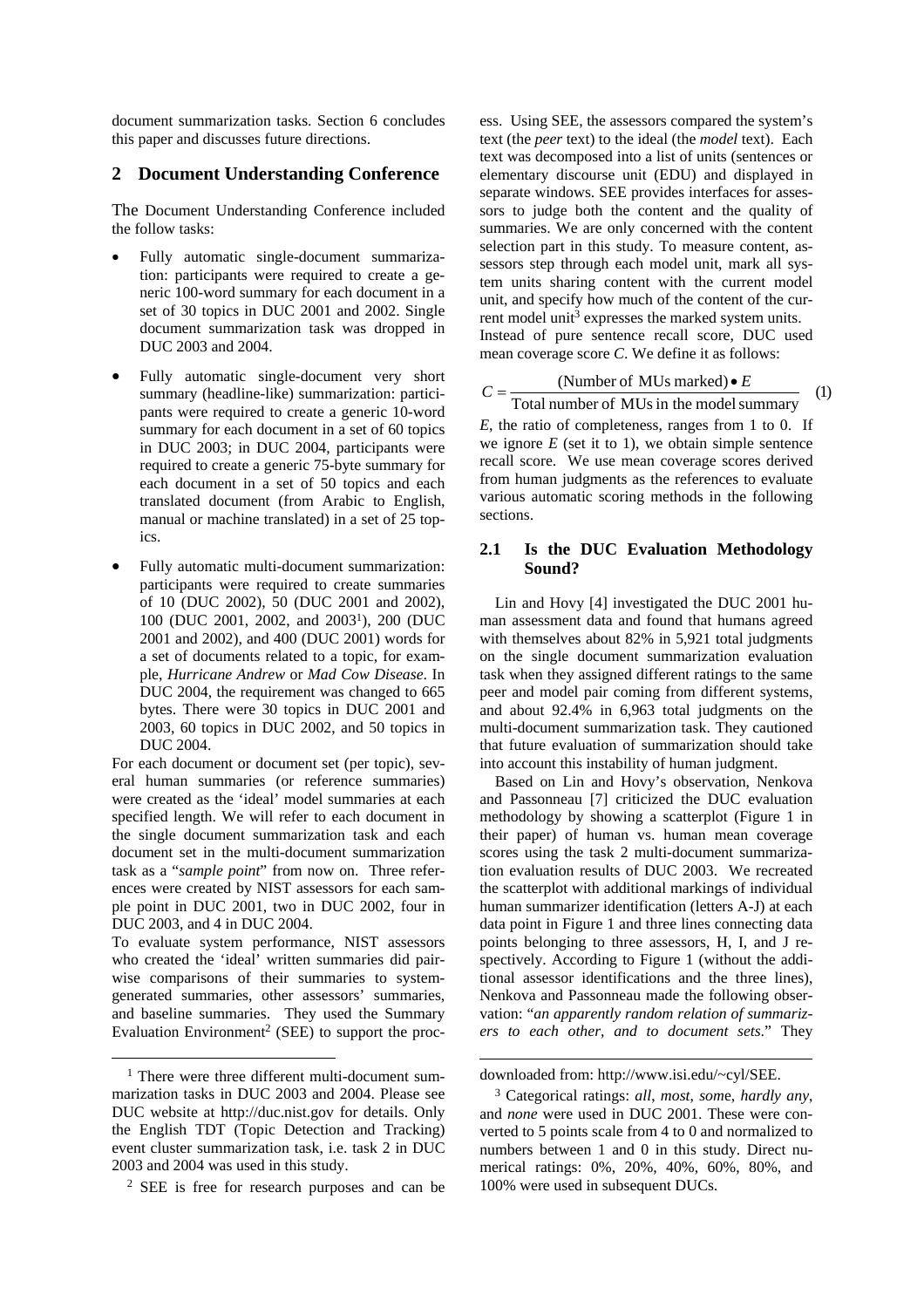document summarization tasks. Section 6 concludes this paper and discusses future directions.

## 2 Document Understanding Conference

The Document Understanding Conference included the follow tasks:

- Fully automatic single-document summarization: participants were required to create a generic 100-word summary for each document in a set of 30 topics in DUC 2001 and 2002. Single document summarization task was dropped in DUC 2003 and 2004.
- Fully automatic single-document very short summary (headline-like) summarization: participants were required to create a generic 10-word summary for each document in a set of 60 topics in DUC 2003; in DUC 2004, participants were required to create a generic 75-byte summary for each document in a set of 50 topics and each translated document (from Arabic to English, manual or machine translated) in a set of 25 topics.
- Fully automatic multi-document summarization: participants were required to create summaries of 10 (DUC 2002), 50 (DUC 2001 and 2002), 100 (DUC 2001, 2002, and 2003[1]), 200 (DUC 2001 and 2002), and 400 (DUC 2001) words for a set of documents related to a topic, for example, *Hurricane Andrew* or *Mad Cow Disease*. In DUC 2004, the requirement was changed to 665 bytes. There were 30 topics in DUC 2001 and 2003, 60 topics in DUC 2002, and 50 topics in DUC 2004.

For each document or document set (per topic), several human summaries (or reference summaries) were created as the 'ideal' model summaries at each specified length. We will refer to each document in the single document summarization task and each document set in the multi-document summarization task as a "*sample point*" from now on. Three references were created by NIST assessors for each sample point in DUC 2001, two in DUC 2002, four in DUC 2003, and 4 in DUC 2004.

To evaluate system performance, NIST assessors who created the 'ideal' written summaries did pairwise comparisons of their summaries to system-generated summaries, other assessors' summaries, and baseline summaries. They used the Summary Evaluation Environment[2] (SEE) to support the process. Using SEE, the assessors compared the system's text (the *peer* text) to the ideal (the *model* text). Each text was decomposed into a list of units (sentences or elementary discourse unit (EDU) and displayed in separate windows. SEE provides interfaces for assessors to judge both the content and the quality of summaries. We are only concerned with the content selection part in this study. To measure content, assessors step through each model unit, mark all system units sharing content with the current model unit, and specify how much of the content of the current model unit[3] expresses the marked system units.

Instead of pure sentence recall score, DUC used mean coverage score *C*. We define it as follows:

$$C = \frac{(\text{Number of MUs marked}) \bullet E}{\text{Total number of MUs in the model summary}} \quad (1)$$

*E*, the ratio of completeness, ranges from 1 to 0. If we ignore *E* (set it to 1), we obtain simple sentence recall score. We use mean coverage scores derived from human judgments as the references to evaluate various automatic scoring methods in the following sections.

### 2.1 Is the DUC Evaluation Methodology Sound?

Lin and Hovy [4] investigated the DUC 2001 human assessment data and found that humans agreed with themselves about 82% in 5,921 total judgments on the single document summarization evaluation task when they assigned different ratings to the same peer and model pair coming from different systems, and about 92.4% in 6,963 total judgments on the multi-document summarization task. They cautioned that future evaluation of summarization should take into account this instability of human judgment.

Based on Lin and Hovy's observation, Nenkova and Passonneau [7] criticized the DUC evaluation methodology by showing a scatterplot (Figure 1 in their paper) of human vs. human mean coverage scores using the task 2 multi-document summarization evaluation results of DUC 2003. We recreated the scatterplot with additional markings of individual human summarizer identification (letters A-J) at each data point in Figure 1 and three lines connecting data points belonging to three assessors, H, I, and J respectively. According to Figure 1 (without the additional assessor identifications and the three lines), Nenkova and Passonneau made the following observation: "*an apparently random relation of summarizers to each other, and to document sets*." They

---

[1] There were three different multi-document summarization tasks in DUC 2003 and 2004. Please see DUC website at http://duc.nist.gov for details. Only the English TDT (Topic Detection and Tracking) event cluster summarization task, i.e. task 2 in DUC 2003 and 2004 was used in this study.

[2] SEE is free for research purposes and can be downloaded from: http://www.isi.edu/~cyl/SEE.

[3] Categorical ratings: *all*, *most*, *some*, *hardly any*, and *none* were used in DUC 2001. These were converted to 5 points scale from 4 to 0 and normalized to numbers between 1 and 0 in this study. Direct numerical ratings: 0%, 20%, 40%, 60%, 80%, and 100% were used in subsequent DUCs.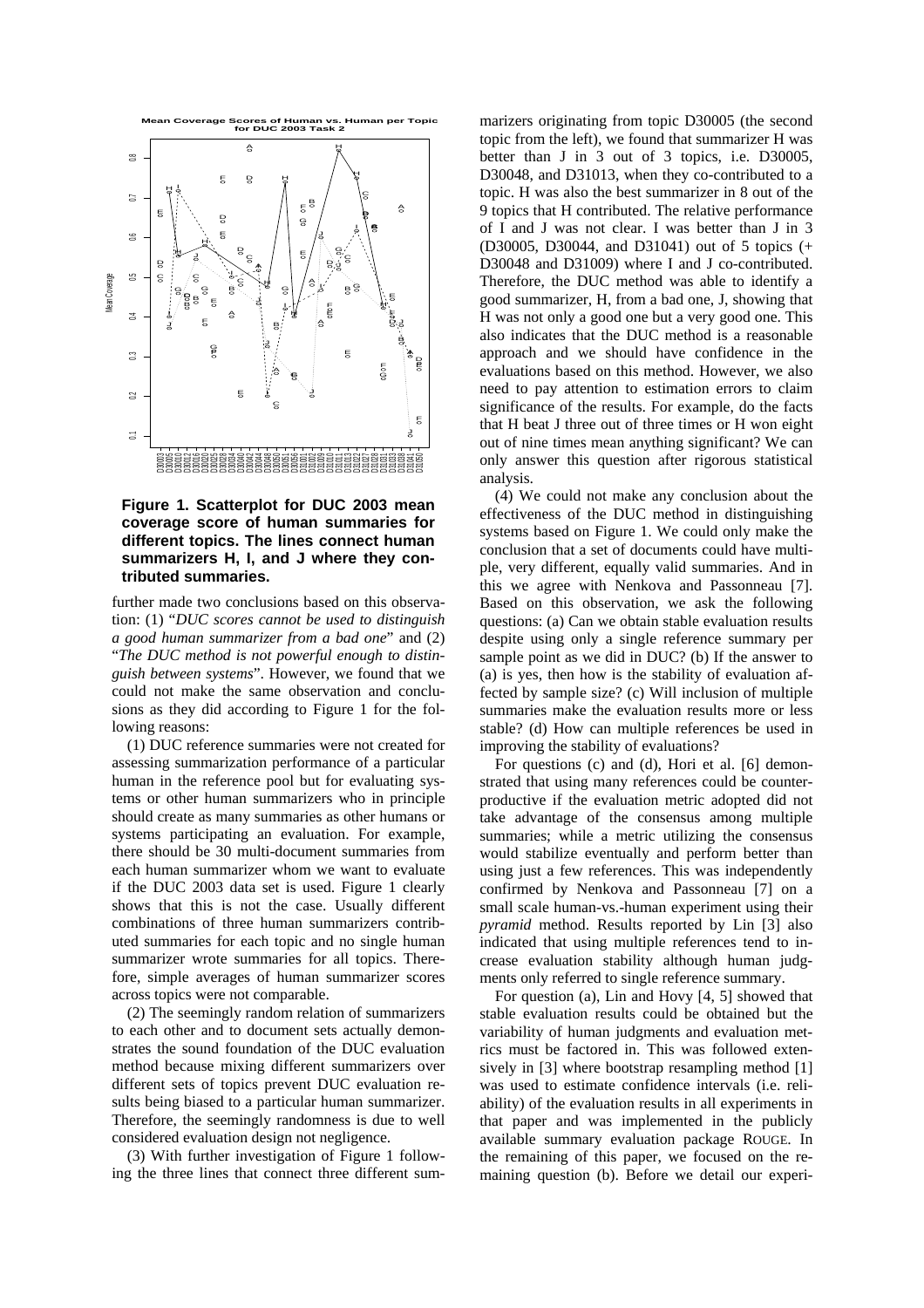**Figure 1. Scatterplot for DUC 2003 mean coverage score of human summaries for different topics. The lines connect human summarizers H, I, and J where they contributed summaries.**

further made two conclusions based on this observation: (1) "*DUC scores cannot be used to distinguish a good human summarizer from a bad one*" and (2) "*The DUC method is not powerful enough to distinguish between systems*". However, we found that we could not make the same observation and conclusions as they did according to Figure 1 for the following reasons:

(1) DUC reference summaries were not created for assessing summarization performance of a particular human in the reference pool but for evaluating systems or other human summarizers who in principle should create as many summaries as other humans or systems participating an evaluation. For example, there should be 30 multi-document summaries from each human summarizer whom we want to evaluate if the DUC 2003 data set is used. Figure 1 clearly shows that this is not the case. Usually different combinations of three human summarizers contributed summaries for each topic and no single human summarizer wrote summaries for all topics. Therefore, simple averages of human summarizer scores across topics were not comparable.

(2) The seemingly random relation of summarizers to each other and to document sets actually demonstrates the sound foundation of the DUC evaluation method because mixing different summarizers over different sets of topics prevent DUC evaluation results being biased to a particular human summarizer. Therefore, the seemingly randomness is due to well considered evaluation design not negligence.

(3) With further investigation of Figure 1 following the three lines that connect three different summarizers originating from topic D30005 (the second topic from the left), we found that summarizer H was better than J in 3 out of 3 topics, i.e. D30005, D30048, and D31013, when they co-contributed to a topic. H was also the best summarizer in 8 out of the 9 topics that H contributed. The relative performance of I and J was not clear. I was better than J in 3 (D30005, D30044, and D31041) out of 5 topics (+ D30048 and D31009) where I and J co-contributed. Therefore, the DUC method was able to identify a good summarizer, H, from a bad one, J, showing that H was not only a good one but a very good one. This also indicates that the DUC method is a reasonable approach and we should have confidence in the evaluations based on this method. However, we also need to pay attention to estimation errors to claim significance of the results. For example, do the facts that H beat J three out of three times or H won eight out of nine times mean anything significant? We can only answer this question after rigorous statistical analysis.

(4) We could not make any conclusion about the effectiveness of the DUC method in distinguishing systems based on Figure 1. We could only make the conclusion that a set of documents could have multiple, very different, equally valid summaries. And in this we agree with Nenkova and Passonneau [7]. Based on this observation, we ask the following questions: (a) Can we obtain stable evaluation results despite using only a single reference summary per sample point as we did in DUC? (b) If the answer to (a) is yes, then how is the stability of evaluation affected by sample size? (c) Will inclusion of multiple summaries make the evaluation results more or less stable? (d) How can multiple references be used in improving the stability of evaluations?

For questions (c) and (d), Hori et al. [6] demonstrated that using many references could be counterproductive if the evaluation metric adopted did not take advantage of the consensus among multiple summaries; while a metric utilizing the consensus would stabilize eventually and perform better than using just a few references. This was independently confirmed by Nenkova and Passonneau [7] on a small scale human-vs.-human experiment using their *pyramid* method. Results reported by Lin [3] also indicated that using multiple references tend to increase evaluation stability although human judgments only referred to single reference summary.

For question (a), Lin and Hovy [4, 5] showed that stable evaluation results could be obtained but the variability of human judgments and evaluation metrics must be factored in. This was followed extensively in [3] where bootstrap resampling method [1] was used to estimate confidence intervals (i.e. reliability) of the evaluation results in all experiments in that paper and was implemented in the publicly available summary evaluation package ROUGE. In the remaining of this paper, we focused on the remaining question (b). Before we detail our experi-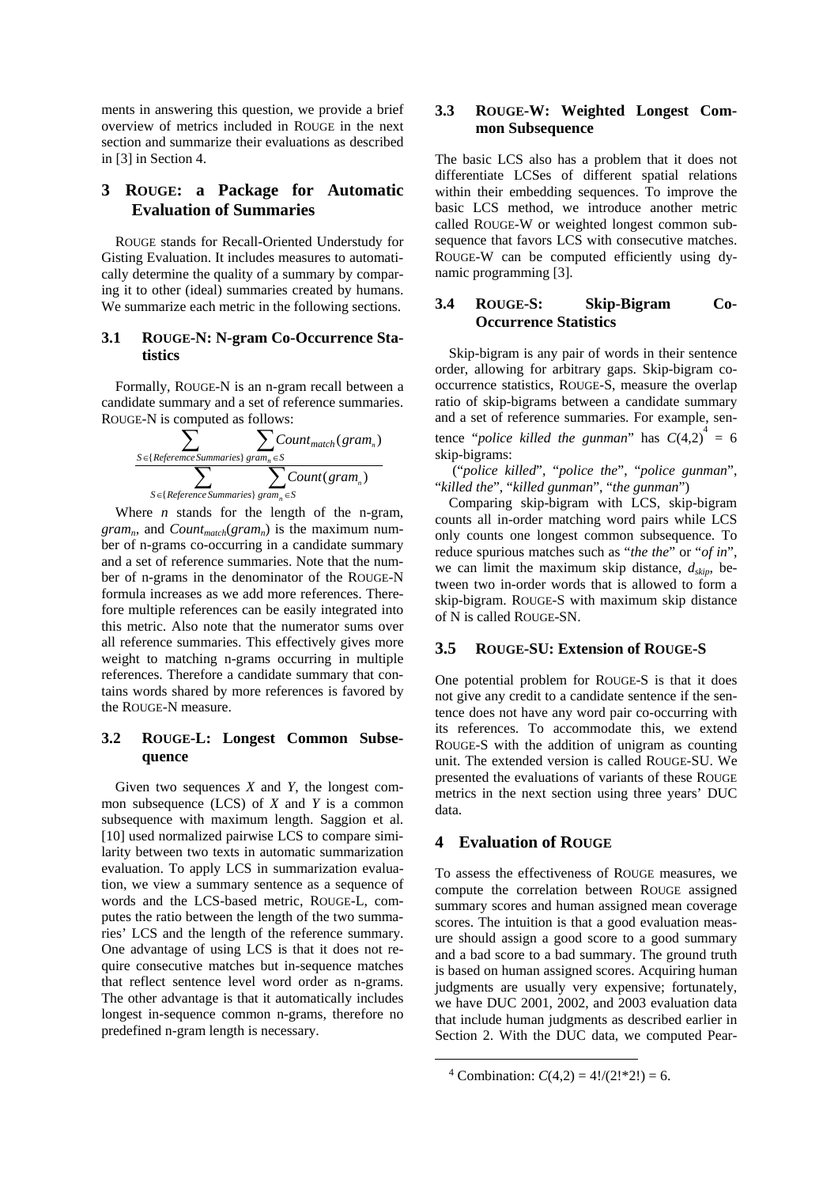ments in answering this question, we provide a brief overview of metrics included in ROUGE in the next section and summarize their evaluations as described in [3] in Section 4.

## 3 ROUGE: a Package for Automatic Evaluation of Summaries

ROUGE stands for Recall-Oriented Understudy for Gisting Evaluation. It includes measures to automatically determine the quality of a summary by comparing it to other (ideal) summaries created by humans. We summarize each metric in the following sections.

### 3.1 ROUGE-N: N-gram Co-Occurrence Statistics

Formally, ROUGE-N is an n-gram recall between a candidate summary and a set of reference summaries. ROUGE-N is computed as follows:

$$\frac{\sum_{S \in \{Referemce Summaries\}} \sum_{gram_n \in S} Count_{match}(gram_n)}{\sum_{S \in \{Reference Summaries\}} \sum_{gram_n \in S} Count(gram_n)}$$

Where $n$ stands for the length of the n-gram, $gram_n$, and $Count_{match}(gram_n)$ is the maximum number of n-grams co-occurring in a candidate summary and a set of reference summaries. Note that the number of n-grams in the denominator of the ROUGE-N formula increases as we add more references. Therefore multiple references can be easily integrated into this metric. Also note that the numerator sums over all reference summaries. This effectively gives more weight to matching n-grams occurring in multiple references. Therefore a candidate summary that contains words shared by more references is favored by the ROUGE-N measure.

### 3.2 ROUGE-L: Longest Common Subsequence

Given two sequences $X$ and $Y$, the longest common subsequence (LCS) of $X$ and $Y$ is a common subsequence with maximum length. Saggion et al. [10] used normalized pairwise LCS to compare similarity between two texts in automatic summarization evaluation. To apply LCS in summarization evaluation, we view a summary sentence as a sequence of words and the LCS-based metric, ROUGE-L, computes the ratio between the length of the two summaries' LCS and the length of the reference summary. One advantage of using LCS is that it does not require consecutive matches but in-sequence matches that reflect sentence level word order as n-grams. The other advantage is that it automatically includes longest in-sequence common n-grams, therefore no predefined n-gram length is necessary.

### 3.3 ROUGE-W: Weighted Longest Common Subsequence

The basic LCS also has a problem that it does not differentiate LCSes of different spatial relations within their embedding sequences. To improve the basic LCS method, we introduce another metric called ROUGE-W or weighted longest common subsequence that favors LCS with consecutive matches. ROUGE-W can be computed efficiently using dynamic programming [3].

### 3.4 ROUGE-S: Skip-Bigram Co-Occurrence Statistics

Skip-bigram is any pair of words in their sentence order, allowing for arbitrary gaps. Skip-bigram co-occurrence statistics, ROUGE-S, measure the overlap ratio of skip-bigrams between a candidate summary and a set of reference summaries. For example, sentence "*police killed the gunman*" has $C(4,2)$[4] = 6 skip-bigrams:

("*police killed*", "*police the*", "*police gunman*", "*killed the*", "*killed gunman*", "*the gunman*")

Comparing skip-bigram with LCS, skip-bigram counts all in-order matching word pairs while LCS only counts one longest common subsequence. To reduce spurious matches such as "*the the*" or "*of in*", we can limit the maximum skip distance, $d_{skip}$, between two in-order words that is allowed to form a skip-bigram. ROUGE-S with maximum skip distance of N is called ROUGE-SN.

### 3.5 ROUGE-SU: Extension of ROUGE-S

One potential problem for ROUGE-S is that it does not give any credit to a candidate sentence if the sentence does not have any word pair co-occurring with its references. To accommodate this, we extend ROUGE-S with the addition of unigram as counting unit. The extended version is called ROUGE-SU. We presented the evaluations of variants of these ROUGE metrics in the next section using three years' DUC data.

## 4 Evaluation of ROUGE

To assess the effectiveness of ROUGE measures, we compute the correlation between ROUGE assigned summary scores and human assigned mean coverage scores. The intuition is that a good evaluation measure should assign a good score to a good summary and a bad score to a bad summary. The ground truth is based on human assigned scores. Acquiring human judgments are usually very expensive; fortunately, we have DUC 2001, 2002, and 2003 evaluation data that include human judgments as described earlier in Section 2. With the DUC data, we computed Pear-

---

[4] Combination: $C(4,2) = 4!/(2!*2!) = 6$.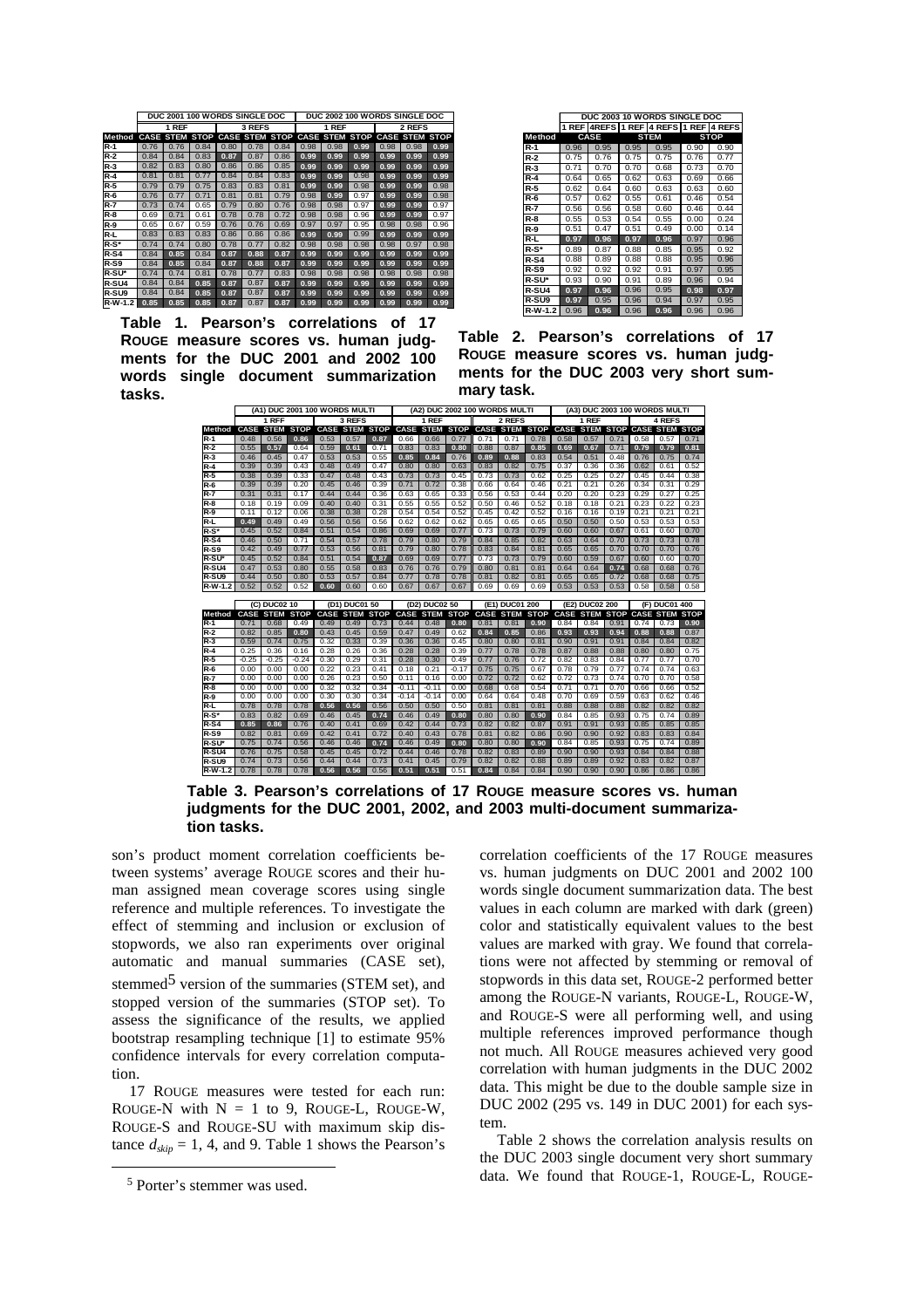| | DUC 2001 100 WORDS SINGLE DOC | | | | | | DUC 2002 100 WORDS SINGLE DOC | | | | | |
|---|---|---|---|---|---|---|---|---|---|---|---|---|
| | 1 REF | | | 3 REFS | | | 1 REF | | | 2 REFS | | |
| Method | CASE | STEM | STOP | CASE | STEM | STOP | CASE | STEM | STOP | CASE | STEM | STOP |
| R-1 | 0.76 | 0.76 | 0.84 | 0.80 | 0.78 | 0.84 | 0.98 | 0.98 | 0.99 | 0.98 | 0.98 | 0.99 |
| R-2 | 0.84 | 0.84 | 0.83 | 0.87 | 0.87 | 0.86 | 0.99 | 0.99 | 0.99 | 0.99 | 0.99 | 0.99 |
| R-3 | 0.82 | 0.83 | 0.80 | 0.86 | 0.86 | 0.85 | 0.99 | 0.99 | 0.99 | 0.99 | 0.99 | 0.99 |
| R-4 | 0.81 | 0.81 | 0.77 | 0.84 | 0.84 | 0.83 | 0.99 | 0.99 | 0.98 | 0.99 | 0.99 | 0.99 |
| R-5 | 0.79 | 0.79 | 0.75 | 0.83 | 0.83 | 0.81 | 0.99 | 0.99 | 0.98 | 0.99 | 0.99 | 0.98 |
| R-6 | 0.76 | 0.77 | 0.71 | 0.81 | 0.81 | 0.79 | 0.98 | 0.99 | 0.97 | 0.99 | 0.99 | 0.98 |
| R-7 | 0.73 | 0.74 | 0.65 | 0.79 | 0.80 | 0.76 | 0.98 | 0.98 | 0.97 | 0.99 | 0.99 | 0.97 |
| R-8 | 0.69 | 0.71 | 0.61 | 0.78 | 0.78 | 0.72 | 0.98 | 0.98 | 0.96 | 0.99 | 0.99 | 0.97 |
| R-9 | 0.65 | 0.67 | 0.59 | 0.76 | 0.76 | 0.69 | 0.97 | 0.97 | 0.95 | 0.98 | 0.98 | 0.96 |
| R-L | 0.83 | 0.83 | 0.83 | 0.86 | 0.86 | 0.86 | 0.99 | 0.99 | 0.99 | 0.99 | 0.99 | 0.99 |
| R-S* | 0.74 | 0.74 | 0.80 | 0.78 | 0.77 | 0.82 | 0.98 | 0.98 | 0.98 | 0.98 | 0.97 | 0.98 |
| R-S4 | 0.84 | 0.85 | 0.84 | 0.87 | 0.88 | 0.87 | 0.99 | 0.99 | 0.99 | 0.99 | 0.99 | 0.99 |
| R-S9 | 0.84 | 0.85 | 0.84 | 0.87 | 0.88 | 0.87 | 0.99 | 0.99 | 0.99 | 0.99 | 0.99 | 0.99 |
| R-SU* | 0.74 | 0.74 | 0.81 | 0.78 | 0.77 | 0.83 | 0.98 | 0.98 | 0.98 | 0.98 | 0.98 | 0.98 |
| R-SU4 | 0.84 | 0.84 | 0.85 | 0.87 | 0.87 | 0.87 | 0.99 | 0.99 | 0.99 | 0.99 | 0.99 | 0.99 |
| R-SU9 | 0.84 | 0.84 | 0.85 | 0.87 | 0.87 | 0.87 | 0.99 | 0.99 | 0.99 | 0.99 | 0.99 | 0.99 |
| R-W-1.2 | 0.85 | 0.85 | 0.85 | 0.87 | 0.87 | 0.87 | 0.99 | 0.99 | 0.99 | 0.99 | 0.99 | 0.99 |

**Table 1. Pearson's correlations of 17 ROUGE measure scores vs. human judgments for the DUC 2001 and 2002 100 words single document summarization tasks.**

| | DUC 2003 10 WORDS SINGLE DOC | | | | | |
|---|---|---|---|---|---|---|
| | 1 REF | 4REFS | 1 REF | 4 REFS | 1 REF | 4 REFS |
| Method | CASE | | STEM | | STOP | |
| R-1 | 0.96 | 0.95 | 0.95 | 0.95 | 0.90 | 0.90 |
| R-2 | 0.75 | 0.76 | 0.75 | 0.75 | 0.76 | 0.77 |
| R-3 | 0.71 | 0.70 | 0.70 | 0.68 | 0.73 | 0.70 |
| R-4 | 0.64 | 0.65 | 0.62 | 0.63 | 0.69 | 0.66 |
| R-5 | 0.62 | 0.64 | 0.60 | 0.63 | 0.63 | 0.60 |
| R-6 | 0.57 | 0.62 | 0.55 | 0.61 | 0.46 | 0.54 |
| R-7 | 0.56 | 0.56 | 0.58 | 0.60 | 0.46 | 0.44 |
| R-8 | 0.55 | 0.53 | 0.54 | 0.55 | 0.00 | 0.24 |
| R-9 | 0.51 | 0.47 | 0.51 | 0.49 | 0.00 | 0.14 |
| R-L | 0.97 | 0.96 | 0.97 | 0.96 | 0.97 | 0.96 |
| R-S* | 0.89 | 0.87 | 0.88 | 0.85 | 0.95 | 0.92 |
| R-S4 | 0.88 | 0.89 | 0.88 | 0.88 | 0.95 | 0.96 |
| R-S9 | 0.92 | 0.92 | 0.92 | 0.91 | 0.97 | 0.95 |
| R-SU* | 0.93 | 0.90 | 0.91 | 0.89 | 0.96 | 0.94 |
| R-SU4 | 0.97 | 0.96 | 0.96 | 0.95 | 0.98 | 0.97 |
| R-SU9 | 0.97 | 0.95 | 0.96 | 0.94 | 0.97 | 0.95 |
| R-W-1.2 | 0.96 | 0.96 | 0.96 | 0.96 | 0.96 | 0.96 |

**Table 2. Pearson's correlations of 17 ROUGE measure scores vs. human judgments for the DUC 2003 very short summary task.**

| | (A1) DUC 2001 100 WORDS MULTI | | | | | | (A2) DUC 2002 100 WORDS MULTI | | | | | | (A3) DUC 2003 100 WORDS MULTI | | | | | |
|---|---|---|---|---|---|---|---|---|---|---|---|---|---|---|---|---|---|---|
| | 1 RFF | | | 3 REFS | | | 1 REF | | | 2 REFS | | | 1 REF | | | 4 REFS | | |
| Method | CASE | STEM | STOP | CASE | STEM | STOP | CASE | STEM | STOP | CASE | STEM | STOP | CASE | STEM | STOP | CASE | STEM | STOP |
| R-1 | 0.48 | 0.56 | 0.86 | 0.53 | 0.57 | 0.87 | 0.66 | 0.66 | 0.77 | 0.71 | 0.71 | 0.78 | 0.58 | 0.57 | 0.71 | 0.58 | 0.57 | 0.71 |
| R-2 | 0.55 | 0.57 | 0.64 | 0.59 | 0.61 | 0.71 | 0.83 | 0.83 | 0.80 | 0.88 | 0.87 | 0.85 | 0.69 | 0.67 | 0.71 | 0.79 | 0.79 | 0.81 |
| R-3 | 0.46 | 0.45 | 0.47 | 0.53 | 0.53 | 0.55 | 0.85 | 0.84 | 0.76 | 0.89 | 0.88 | 0.83 | 0.54 | 0.51 | 0.48 | 0.76 | 0.75 | 0.74 |
| R-4 | 0.39 | 0.39 | 0.43 | 0.48 | 0.49 | 0.47 | 0.80 | 0.80 | 0.63 | 0.83 | 0.82 | 0.75 | 0.37 | 0.36 | 0.36 | 0.62 | 0.61 | 0.52 |
| R-5 | 0.38 | 0.39 | 0.33 | 0.47 | 0.48 | 0.43 | 0.73 | 0.73 | 0.45 | 0.73 | 0.73 | 0.62 | 0.25 | 0.25 | 0.27 | 0.45 | 0.44 | 0.38 |
| R-6 | 0.39 | 0.39 | 0.20 | 0.45 | 0.46 | 0.39 | 0.71 | 0.72 | 0.38 | 0.66 | 0.64 | 0.46 | 0.21 | 0.21 | 0.26 | 0.34 | 0.31 | 0.29 |
| R-7 | 0.31 | 0.31 | 0.17 | 0.44 | 0.44 | 0.36 | 0.63 | 0.65 | 0.33 | 0.56 | 0.53 | 0.44 | 0.20 | 0.20 | 0.23 | 0.29 | 0.27 | 0.25 |
| R-8 | 0.18 | 0.19 | 0.09 | 0.40 | 0.40 | 0.31 | 0.55 | 0.55 | 0.52 | 0.50 | 0.46 | 0.52 | 0.18 | 0.18 | 0.21 | 0.23 | 0.22 | 0.23 |
| R-9 | 0.11 | 0.12 | 0.06 | 0.38 | 0.38 | 0.28 | 0.54 | 0.54 | 0.52 | 0.45 | 0.42 | 0.52 | 0.16 | 0.16 | 0.19 | 0.21 | 0.21 | 0.21 |
| R-L | 0.49 | 0.49 | 0.49 | 0.56 | 0.56 | 0.56 | 0.62 | 0.62 | 0.62 | 0.65 | 0.65 | 0.65 | 0.50 | 0.50 | 0.50 | 0.53 | 0.53 | 0.53 |
| R-S* | 0.45 | 0.52 | 0.84 | 0.51 | 0.54 | 0.86 | 0.69 | 0.69 | 0.77 | 0.73 | 0.73 | 0.79 | 0.60 | 0.60 | 0.67 | 0.61 | 0.60 | 0.70 |
| R-S4 | 0.46 | 0.50 | 0.71 | 0.54 | 0.57 | 0.78 | 0.79 | 0.80 | 0.79 | 0.84 | 0.85 | 0.82 | 0.63 | 0.64 | 0.70 | 0.73 | 0.73 | 0.78 |
| R-S9 | 0.42 | 0.49 | 0.77 | 0.53 | 0.56 | 0.81 | 0.79 | 0.80 | 0.78 | 0.83 | 0.84 | 0.81 | 0.65 | 0.65 | 0.70 | 0.70 | 0.70 | 0.76 |
| R-SU* | 0.45 | 0.52 | 0.84 | 0.51 | 0.54 | 0.87 | 0.69 | 0.69 | 0.77 | 0.73 | 0.73 | 0.79 | 0.60 | 0.59 | 0.67 | 0.60 | 0.60 | 0.70 |
| R-SU4 | 0.47 | 0.53 | 0.80 | 0.55 | 0.58 | 0.83 | 0.76 | 0.76 | 0.79 | 0.80 | 0.81 | 0.81 | 0.64 | 0.64 | 0.74 | 0.68 | 0.68 | 0.76 |
| R-SU9 | 0.44 | 0.50 | 0.80 | 0.53 | 0.57 | 0.84 | 0.77 | 0.78 | 0.78 | 0.81 | 0.82 | 0.81 | 0.65 | 0.65 | 0.72 | 0.68 | 0.68 | 0.75 |
| R-W-1.2 | 0.52 | 0.52 | 0.52 | 0.60 | 0.60 | 0.60 | 0.67 | 0.67 | 0.67 | 0.69 | 0.69 | 0.69 | 0.53 | 0.53 | 0.53 | 0.58 | 0.58 | 0.58 |

| | (C) DUC02 10 | | | (D1) DUC01 50 | | | (D2) DUC02 50 | | | (E1) DUC01 200 | | | (E2) DUC02 200 | | | (F) DUC01 400 | | |
|---|---|---|---|---|---|---|---|---|---|---|---|---|---|---|---|---|---|---|
| Method | CASE | STEM | STOP | CASE | STEM | STOP | CASE | STEM | STOP | CASE | STEM | STOP | CASE | STEM | STOP | CASE | STEM | STOP |
| R-1 | 0.71 | 0.68 | 0.49 | 0.49 | 0.49 | 0.73 | 0.44 | 0.48 | 0.80 | 0.81 | 0.81 | 0.90 | 0.84 | 0.84 | 0.91 | 0.74 | 0.73 | 0.90 |
| R-2 | 0.82 | 0.85 | 0.80 | 0.43 | 0.45 | 0.59 | 0.47 | 0.49 | 0.62 | 0.84 | 0.85 | 0.86 | 0.93 | 0.93 | 0.94 | 0.88 | 0.88 | 0.87 |
| R-3 | 0.59 | 0.74 | 0.75 | 0.32 | 0.33 | 0.39 | 0.36 | 0.36 | 0.45 | 0.80 | 0.80 | 0.81 | 0.90 | 0.91 | 0.91 | 0.84 | 0.84 | 0.82 |
| R-4 | 0.25 | 0.36 | 0.16 | 0.28 | 0.26 | 0.36 | 0.28 | 0.28 | 0.39 | 0.77 | 0.78 | 0.78 | 0.87 | 0.88 | 0.88 | 0.80 | 0.80 | 0.75 |
| R-5 | -0.25 | -0.25 | -0.24 | 0.30 | 0.29 | 0.31 | 0.28 | 0.30 | 0.49 | 0.77 | 0.76 | 0.72 | 0.82 | 0.83 | 0.84 | 0.77 | 0.77 | 0.70 |
| R-6 | 0.00 | 0.00 | 0.00 | 0.22 | 0.23 | 0.41 | 0.18 | 0.21 | -0.17 | 0.75 | 0.75 | 0.67 | 0.78 | 0.79 | 0.77 | 0.74 | 0.74 | 0.63 |
| R-7 | 0.00 | 0.00 | 0.00 | 0.26 | 0.23 | 0.50 | 0.11 | 0.16 | 0.00 | 0.72 | 0.72 | 0.62 | 0.72 | 0.73 | 0.74 | 0.70 | 0.70 | 0.58 |
| R-8 | 0.00 | 0.00 | 0.00 | 0.32 | 0.32 | 0.34 | -0.11 | -0.11 | 0.00 | 0.68 | 0.68 | 0.54 | 0.71 | 0.71 | 0.70 | 0.66 | 0.66 | 0.52 |
| R-9 | 0.00 | 0.00 | 0.00 | 0.30 | 0.30 | 0.34 | -0.14 | -0.14 | 0.00 | 0.64 | 0.64 | 0.48 | 0.70 | 0.69 | 0.59 | 0.63 | 0.62 | 0.46 |
| R-L | 0.78 | 0.78 | 0.78 | 0.56 | 0.56 | 0.56 | 0.50 | 0.50 | 0.50 | 0.81 | 0.81 | 0.81 | 0.88 | 0.88 | 0.88 | 0.82 | 0.82 | 0.82 |
| R-S* | 0.83 | 0.82 | 0.69 | 0.46 | 0.45 | 0.74 | 0.46 | 0.49 | 0.80 | 0.80 | 0.80 | 0.90 | 0.84 | 0.85 | 0.93 | 0.75 | 0.74 | 0.89 |
| R-S4 | 0.85 | 0.86 | 0.76 | 0.40 | 0.41 | 0.69 | 0.42 | 0.44 | 0.73 | 0.82 | 0.82 | 0.87 | 0.91 | 0.91 | 0.93 | 0.85 | 0.85 | 0.85 |
| R-S9 | 0.82 | 0.81 | 0.69 | 0.42 | 0.41 | 0.72 | 0.40 | 0.43 | 0.78 | 0.81 | 0.82 | 0.86 | 0.90 | 0.90 | 0.92 | 0.83 | 0.83 | 0.84 |
| R-SU* | 0.75 | 0.74 | 0.56 | 0.46 | 0.46 | 0.74 | 0.46 | 0.49 | 0.80 | 0.80 | 0.80 | 0.90 | 0.84 | 0.85 | 0.93 | 0.75 | 0.74 | 0.89 |
| R-SU4 | 0.76 | 0.75 | 0.58 | 0.45 | 0.45 | 0.72 | 0.44 | 0.46 | 0.78 | 0.82 | 0.83 | 0.89 | 0.90 | 0.90 | 0.93 | 0.84 | 0.84 | 0.88 |
| R-SU9 | 0.74 | 0.73 | 0.56 | 0.44 | 0.44 | 0.73 | 0.41 | 0.45 | 0.79 | 0.82 | 0.82 | 0.88 | 0.89 | 0.89 | 0.92 | 0.83 | 0.82 | 0.87 |
| R-W-1.2 | 0.78 | 0.78 | 0.78 | 0.56 | 0.56 | 0.56 | 0.51 | 0.51 | 0.51 | 0.84 | 0.84 | 0.84 | 0.90 | 0.90 | 0.90 | 0.86 | 0.86 | 0.86 |

**Table 3. Pearson's correlations of 17 ROUGE measure scores vs. human judgments for the DUC 2001, 2002, and 2003 multi-document summarization tasks.**

son's product moment correlation coefficients between systems' average ROUGE scores and their human assigned mean coverage scores using single reference and multiple references. To investigate the effect of stemming and inclusion or exclusion of stopwords, we also ran experiments over original automatic and manual summaries (CASE set), stemmed[5] version of the summaries (STEM set), and stopped version of the summaries (STOP set). To assess the significance of the results, we applied bootstrap resampling technique [1] to estimate 95% confidence intervals for every correlation computation.

17 ROUGE measures were tested for each run: ROUGE-N with N = 1 to 9, ROUGE-L, ROUGE-W, ROUGE-S and ROUGE-SU with maximum skip distance $d_{skip}$ = 1, 4, and 9. Table 1 shows the Pearson's correlation coefficients of the 17 ROUGE measures vs. human judgments on DUC 2001 and 2002 100 words single document summarization data. The best values in each column are marked with dark (green) color and statistically equivalent values to the best values are marked with gray. We found that correlations were not affected by stemming or removal of stopwords in this data set, ROUGE-2 performed better among the ROUGE-N variants, ROUGE-L, ROUGE-W, and ROUGE-S were all performing well, and using multiple references improved performance though not much. All ROUGE measures achieved very good correlation with human judgments in the DUC 2002 data. This might be due to the double sample size in DUC 2002 (295 vs. 149 in DUC 2001) for each system.

Table 2 shows the correlation analysis results on the DUC 2003 single document very short summary data. We found that ROUGE-1, ROUGE-L, ROUGE-

[5] Porter's stemmer was used.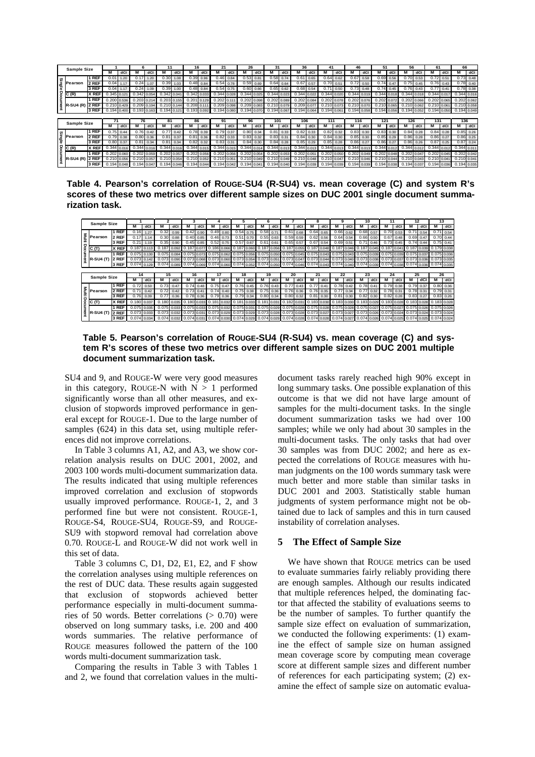| Sample Size | | 1 | | 6 | | 11 | | 16 | | 21 | | 26 | | 31 | | 36 | | 41 | | 46 | | 51 | | 56 | | 61 | | 66 | |
|---|---|---|---|---|---|---|---|---|---|---|---|---|---|---|---|---|---|---|---|---|---|---|---|---|---|---|---|---|---|
| | | M | dCI | M | dCI | M | dCI | M | dCI | M | dCI | M | dCI | M | dCI | M | dCI | M | dCI | M | dCI | M | dCI | M | dCI | M | dCI | M | dCI |
| Pearson | 1 REF | 0.01 | 1.20 | 0.17 | 1.20 | 0.30 | 1.08 | 0.39 | 0.96 | 0.46 | 0.84 | 0.53 | 0.81 | 0.58 | 0.74 | 0.61 | 0.65 | 0.64 | 0.62 | 0.67 | 0.58 | 0.69 | 0.56 | 0.70 | 0.53 | 0.72 | 0.51 | 0.73 | 0.48 |
| | 2 REF | 0.04 | 1.17 | 0.24 | 1.07 | 0.39 | 1.03 | 0.48 | 0.84 | 0.54 | 0.78 | 0.59 | 0.69 | 0.64 | 0.64 | 0.67 | 0.57 | 0.70 | 0.51 | 0.72 | 0.50 | 0.74 | 0.47 | 0.75 | 0.45 | 0.76 | 0.43 | 0.78 | 0.40 |
| | 3 REF | 0.04 | 1.17 | 0.24 | 1.09 | 0.39 | 1.00 | 0.48 | 0.84 | 0.54 | 0.75 | 0.60 | 0.66 | 0.65 | 0.62 | 0.68 | 0.54 | 0.71 | 0.50 | 0.73 | 0.48 | 0.74 | 0.45 | 0.76 | 0.43 | 0.77 | 0.41 | 0.78 | 0.38 |
| C (R) | X REF | 0.345 | 0.121 | 0.342 | 0.054 | 0.342 | 0.041 | 0.342 | 0.033 | 0.344 | 0.028 | 0.344 | 0.025 | 0.344 | 0.023 | 0.344 | 0.022 | 0.344 | 0.020 | 0.344 | 0.019 | 0.344 | 0.018 | 0.344 | 0.018 | 0.344 | 0.017 | 0.344 | 0.016 |
| R-SU4 (R) | 1 REF | 0.200 | 0.536 | 0.203 | 0.214 | 0.203 | 0.155 | 0.201 | 0.129 | 0.202 | 0.111 | 0.202 | 0.098 | 0.202 | 0.089 | 0.202 | 0.084 | 0.202 | 0.078 | 0.202 | 0.076 | 0.202 | 0.072 | 0.202 | 0.066 | 0.202 | 0.065 | 0.202 | 0.062 |
| | 2 REF | 0.210 | 0.429 | 0.209 | 0.194 | 0.210 | 0.144 | 0.208 | 0.111 | 0.209 | 0.098 | 0.209 | 0.083 | 0.210 | 0.079 | 0.209 | 0.077 | 0.210 | 0.073 | 0.210 | 0.070 | 0.210 | 0.065 | 0.210 | 0.062 | 0.210 | 0.061 | 0.210 | 0.058 |
| | 3 REF | 0.194 | 0.400 | 0.193 | 0.163 | 0.194 | 0.121 | 0.193 | 0.092 | 0.194 | 0.080 | 0.194 | 0.070 | 0.194 | 0.067 | 0.194 | 0.064 | 0.194 | 0.061 | 0.194 | 0.058 | 0.194 | 0.056 | 0.194 | 0.052 | 0.194 | 0.050 | 0.194 | 0.049 |

| Sample Size | | 71 | | 76 | | 81 | | 86 | | 91 | | 96 | | 101 | | 106 | | 111 | | 116 | | 121 | | 126 | | 131 | | 136 | |
|---|---|---|---|---|---|---|---|---|---|---|---|---|---|---|---|---|---|---|---|---|---|---|---|---|---|---|---|---|---|
| | | M | dCI | M | dCI | M | dCI | M | dCI | M | dCI | M | dCI | M | dCI | M | dCI | M | dCI | M | dCI | M | dCI | M | dCI | M | dCI | M | dCI |
| Pearson | 1 REF | 0.75 | 0.44 | 0.76 | 0.42 | 0.77 | 0.42 | 0.78 | 0.39 | 0.79 | 0.37 | 0.80 | 0.34 | 0.81 | 0.33 | 0.82 | 0.33 | 0.82 | 0.32 | 0.83 | 0.30 | 0.83 | 0.30 | 0.84 | 0.28 | 0.84 | 0.28 | 0.85 | 0.26 |
| | 2 REF | 0.79 | 0.38 | 0.80 | 0.36 | 0.81 | 0.37 | 0.81 | 0.36 | 0.82 | 0.33 | 0.83 | 0.32 | 0.83 | 0.31 | 0.84 | 0.30 | 0.84 | 0.30 | 0.85 | 0.30 | 0.85 | 0.29 | 0.86 | 0.28 | 0.86 | 0.27 | 0.86 | 0.25 |
| | 3 REF | 0.80 | 0.37 | 0.81 | 0.34 | 0.81 | 0.34 | 0.82 | 0.32 | 0.83 | 0.31 | 0.84 | 0.30 | 0.84 | 0.28 | 0.85 | 0.29 | 0.85 | 0.28 | 0.86 | 0.27 | 0.86 | 0.27 | 0.86 | 0.26 | 0.87 | 0.25 | 0.87 | 0.24 |
| C (R) | X REF | 0.344 | 0.016 | 0.344 | 0.016 | 0.344 | 0.016 | 0.344 | 0.015 | 0.344 | 0.015 | 0.344 | 0.014 | 0.344 | 0.013 | 0.344 | 0.013 | 0.344 | 0.013 | 0.344 | 0.013 | 0.344 | 0.012 | 0.344 | 0.012 | 0.344 | 0.012 | 0.344 | 0.011 |
| R-SU4 (R) | 1 REF | 0.202 | 0.060 | 0.202 | 0.059 | 0.202 | 0.057 | 0.202 | 0.056 | 0.202 | 0.056 | 0.202 | 0.054 | 0.202 | 0.053 | 0.202 | 0.051 | 0.202 | 0.050 | 0.202 | 0.049 | 0.202 | 0.048 | 0.202 | 0.047 | 0.202 | 0.045 | 0.202 | 0.042 |
| | 2 REF | 0.210 | 0.056 | 0.210 | 0.057 | 0.210 | 0.054 | 0.210 | 0.052 | 0.210 | 0.051 | 0.210 | 0.049 | 0.210 | 0.049 | 0.210 | 0.048 | 0.210 | 0.047 | 0.210 | 0.046 | 0.210 | 0.044 | 0.210 | 0.043 | 0.210 | 0.041 | 0.210 | 0.041 |
| | 3 REF | 0.194 | 0.048 | 0.194 | 0.047 | 0.194 | 0.046 | 0.194 | 0.044 | 0.194 | 0.042 | 0.194 | 0.041 | 0.194 | 0.040 | 0.194 | 0.039 | 0.194 | 0.039 | 0.194 | 0.039 | 0.194 | 0.038 | 0.194 | 0.037 | 0.194 | 0.036 | 0.194 | 0.035 |

**Table 4. Pearson's correlation of ROUGE-SU4 (R-SU4) vs. mean coverage (C) and system R's scores of these two metrics over different sample sizes on DUC 2001 single document summarization task.**

| Sample Size | | 1 | | 2 | | 3 | | 4 | | 5 | | 6 | | 7 | | 8 | | 9 | | 10 | | 11 | | 12 | | 13 | |
|---|---|---|---|---|---|---|---|---|---|---|---|---|---|---|---|---|---|---|---|---|---|---|---|---|---|---|---|
| | | M | dCI | M | dCI | M | dCI | M | dCI | M | dCI | M | dCI | M | dCI | M | dCI | M | dCI | M | dCI | M | dCI | M | dCI | M | dCI |
| Pearson | 1 REF | 0.16 | 1.27 | 0.32 | 0.99 | 0.42 | 0.90 | 0.49 | 0.80 | 0.54 | 0.75 | 0.58 | 0.71 | 0.61 | 0.68 | 0.64 | 0.65 | 0.66 | 0.62 | 0.68 | 0.57 | 0.70 | 0.53 | 0.71 | 0.54 | 0.71 | 0.54 |
| | 2 REF | 0.17 | 1.14 | 0.30 | 0.88 | 0.40 | 0.85 | 0.46 | 0.73 | 0.51 | 0.70 | 0.55 | 0.63 | 0.59 | 0.59 | 0.62 | 0.56 | 0.64 | 0.54 | 0.66 | 0.50 | 0.67 | 0.48 | 0.69 | 0.47 | 0.70 | 0.44 |
| | 3 REF | 0.21 | 1.19 | 0.35 | 0.90 | 0.45 | 0.85 | 0.52 | 0.75 | 0.57 | 0.67 | 0.61 | 0.61 | 0.65 | 0.57 | 0.67 | 0.54 | 0.69 | 0.51 | 0.71 | 0.46 | 0.73 | 0.45 | 0.74 | 0.44 | 0.75 | 0.41 |
| C (T) | X REF | 0.187 | 0.113 | 0.187 | 0.092 | 0.187 | 0.077 | 0.186 | 0.066 | 0.187 | 0.060 | 0.187 | 0.056 | 0.187 | 0.055 | 0.187 | 0.048 | 0.187 | 0.046 | 0.187 | 0.045 | 0.187 | 0.041 | 0.187 | 0.039 | 0.179 | 0.038 |
| R-SU4 (T) | 1 REF | 0.075 | 0.130 | 0.075 | 0.084 | 0.075 | 0.073 | 0.075 | 0.062 | 0.075 | 0.056 | 0.075 | 0.050 | 0.075 | 0.045 | 0.075 | 0.043 | 0.075 | 0.043 | 0.075 | 0.039 | 0.075 | 0.039 | 0.075 | 0.037 | 0.075 | 0.036 |
| | 2 REF | 0.073 | 0.142 | 0.073 | 0.090 | 0.073 | 0.068 | 0.073 | 0.060 | 0.073 | 0.054 | 0.073 | 0.051 | 0.073 | 0.047 | 0.073 | 0.044 | 0.073 | 0.040 | 0.073 | 0.038 | 0.073 | 0.037 | 0.073 | 0.036 | 0.073 | 0.035 |
| | 3 REF | 0.074 | 0.129 | 0.074 | 0.089 | 0.074 | 0.069 | 0.074 | 0.060 | 0.074 | 0.052 | 0.074 | 0.050 | 0.074 | 0.046 | 0.074 | 0.043 | 0.074 | 0.040 | 0.074 | 0.039 | 0.074 | 0.038 | 0.074 | 0.036 | 0.074 | 0.035 |

| Sample Size | | 14 | | 15 | | 16 | | 17 | | 18 | | 19 | | 20 | | 21 | | 22 | | 23 | | 24 | | 25 | | 26 | |
|---|---|---|---|---|---|---|---|---|---|---|---|---|---|---|---|---|---|---|---|---|---|---|---|---|---|---|---|
| | | M | dCI | M | dCI | M | dCI | M | dCI | M | dCI | M | dCI | M | dCI | M | dCI | M | dCI | M | dCI | M | dCI | M | dCI | M | dCI |
| Pearson | 1 REF | 0.72 | 0.50 | 0.73 | 0.47 | 0.74 | 0.48 | 0.75 | 0.47 | 0.76 | 0.45 | 0.76 | 0.43 | 0.77 | 0.43 | 0.77 | 0.41 | 0.78 | 0.42 | 0.78 | 0.41 | 0.79 | 0.38 | 0.79 | 0.37 | 0.80 | 0.36 |
| | 2 REF | 0.71 | 0.42 | 0.72 | 0.42 | 0.73 | 0.41 | 0.74 | 0.40 | 0.75 | 0.38 | 0.75 | 0.36 | 0.76 | 0.36 | 0.76 | 0.35 | 0.77 | 0.34 | 0.77 | 0.32 | 0.78 | 0.31 | 0.78 | 0.31 | 0.79 | 0.31 |
| | 3 REF | 0.76 | 0.39 | 0.77 | 0.36 | 0.78 | 0.36 | 0.79 | 0.36 | 0.79 | 0.34 | 0.80 | 0.34 | 0.80 | 0.32 | 0.81 | 0.30 | 0.81 | 0.30 | 0.82 | 0.30 | 0.82 | 0.28 | 0.83 | 0.27 | 0.83 | 0.26 |
| C (T) | X REF | 0.180 | 0.037 | 0.180 | 0.035 | 0.180 | 0.033 | 0.181 | 0.032 | 0.181 | 0.032 | 0.181 | 0.031 | 0.182 | 0.031 | 0.183 | 0.030 | 0.183 | 0.030 | 0.183 | 0.029 | 0.183 | 0.028 | 0.183 | 0.028 | 0.183 | 0.028 |
| R-SU4 (T) | 1 REF | 0.075 | 0.035 | 0.075 | 0.033 | 0.075 | 0.033 | 0.075 | 0.032 | 0.075 | 0.031 | 0.075 | 0.029 | 0.075 | 0.028 | 0.075 | 0.028 | 0.075 | 0.028 | 0.075 | 0.027 | 0.075 | 0.027 | 0.075 | 0.026 | 0.075 | 0.026 |
| | 2 REF | 0.073 | 0.033 | 0.073 | 0.032 | 0.073 | 0.031 | 0.073 | 0.029 | 0.073 | 0.029 | 0.073 | 0.028 | 0.073 | 0.028 | 0.073 | 0.027 | 0.073 | 0.027 | 0.073 | 0.026 | 0.073 | 0.024 | 0.073 | 0.024 | 0.073 | 0.024 |
| | 3 REF | 0.074 | 0.034 | 0.074 | 0.032 | 0.074 | 0.031 | 0.074 | 0.030 | 0.074 | 0.029 | 0.074 | 0.029 | 0.074 | 0.028 | 0.074 | 0.028 | 0.074 | 0.027 | 0.074 | 0.026 | 0.074 | 0.025 | 0.074 | 0.025 | 0.074 | 0.024 |

**Table 5. Pearson's correlation of ROUGE-SU4 (R-SU4) vs. mean coverage (C) and system R's scores of these two metrics over different sample sizes on DUC 2001 multiple document summarization task.**

SU4 and 9, and ROUGE-W were very good measures in this category, ROUGE-N with N > 1 performed significantly worse than all other measures, and exclusion of stopwords improved performance in general except for ROUGE-1. Due to the large number of samples (624) in this data set, using multiple references did not improve correlations.

In Table 3 columns A1, A2, and A3, we show correlation analysis results on DUC 2001, 2002, and 2003 100 words multi-document summarization data. The results indicated that using multiple references improved correlation and exclusion of stopwords usually improved performance. ROUGE-1, 2, and 3 performed fine but were not consistent. ROUGE-1, ROUGE-S4, ROUGE-SU4, ROUGE-S9, and ROUGE-SU9 with stopword removal had correlation above 0.70. ROUGE-L and ROUGE-W did not work well in this set of data.

Table 3 columns C, D1, D2, E1, E2, and F show the correlation analyses using multiple references on the rest of DUC data. These results again suggested that exclusion of stopwords achieved better performance especially in multi-document summaries of 50 words. Better correlations (> 0.70) were observed on long summary tasks, i.e. 200 and 400 words summaries. The relative performance of ROUGE measures followed the pattern of the 100 words multi-document summarization task.

Comparing the results in Table 3 with Tables 1 and 2, we found that correlation values in the multi-document tasks rarely reached high 90% except in long summary tasks. One possible explanation of this outcome is that we did not have large amount of samples for the multi-document tasks. In the single document summarization tasks we had over 100 samples; while we only had about 30 samples in the multi-document tasks. The only tasks that had over 30 samples was from DUC 2002; and here as expected the correlations of ROUGE measures with human judgments on the 100 words summary task were much better and more stable than similar tasks in DUC 2001 and 2003. Statistically stable human judgments of system performance might not be obtained due to lack of samples and this in turn caused instability of correlation analyses.

## 5 The Effect of Sample Size

We have shown that ROUGE metrics can be used to evaluate summaries fairly reliably providing there are enough samples. Although our results indicated that multiple references helped, the dominating factor that affected the stability of evaluations seems to be the number of samples. To further quantify the sample size effect on evaluation of summarization, we conducted the following experiments: (1) examine the effect of sample size on human assigned mean coverage score by computing mean coverage score at different sample sizes and different number of references for each participating system; (2) examine the effect of sample size on automatic evalua-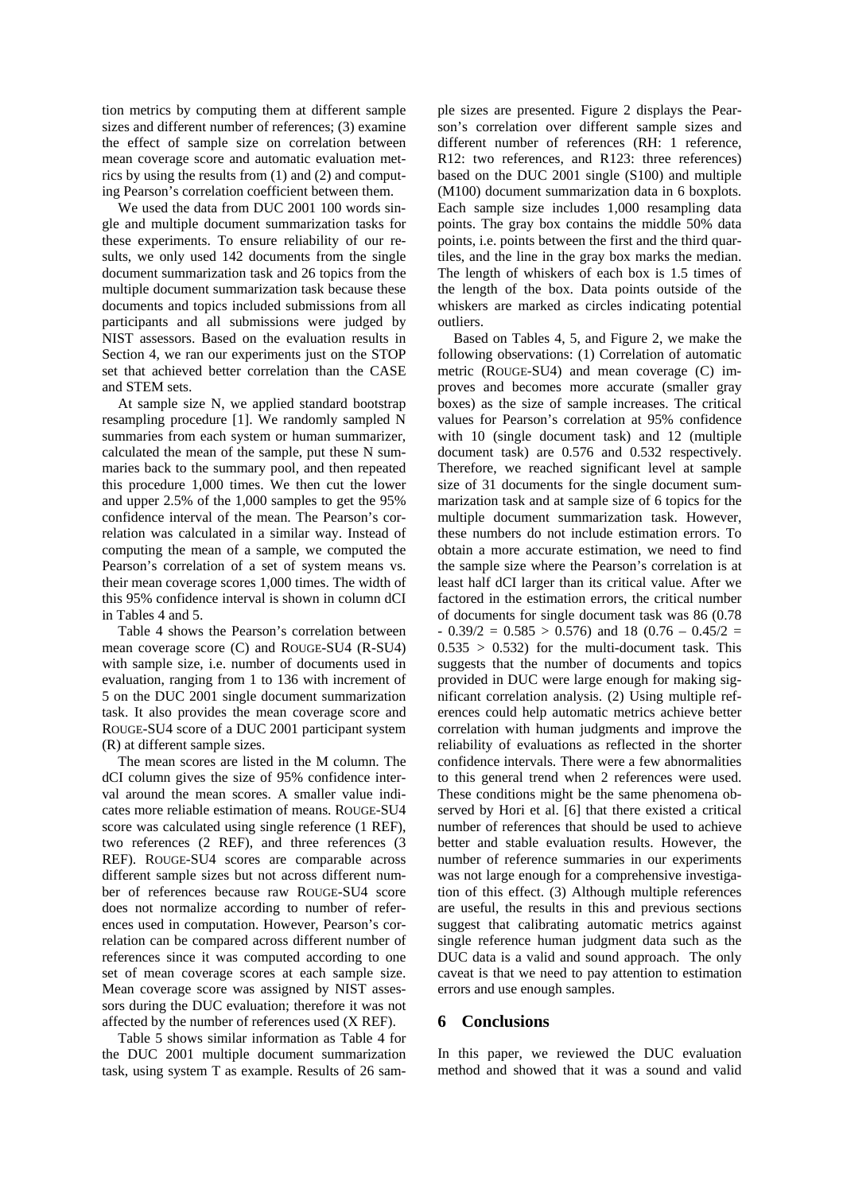tion metrics by computing them at different sample sizes and different number of references; (3) examine the effect of sample size on correlation between mean coverage score and automatic evaluation metrics by using the results from (1) and (2) and computing Pearson's correlation coefficient between them.

We used the data from DUC 2001 100 words single and multiple document summarization tasks for these experiments. To ensure reliability of our results, we only used 142 documents from the single document summarization task and 26 topics from the multiple document summarization task because these documents and topics included submissions from all participants and all submissions were judged by NIST assessors. Based on the evaluation results in Section 4, we ran our experiments just on the STOP set that achieved better correlation than the CASE and STEM sets.

At sample size N, we applied standard bootstrap resampling procedure [1]. We randomly sampled N summaries from each system or human summarizer, calculated the mean of the sample, put these N summaries back to the summary pool, and then repeated this procedure 1,000 times. We then cut the lower and upper 2.5% of the 1,000 samples to get the 95% confidence interval of the mean. The Pearson's correlation was calculated in a similar way. Instead of computing the mean of a sample, we computed the Pearson's correlation of a set of system means vs. their mean coverage scores 1,000 times. The width of this 95% confidence interval is shown in column dCI in Tables 4 and 5.

Table 4 shows the Pearson's correlation between mean coverage score (C) and ROUGE-SU4 (R-SU4) with sample size, i.e. number of documents used in evaluation, ranging from 1 to 136 with increment of 5 on the DUC 2001 single document summarization task. It also provides the mean coverage score and ROUGE-SU4 score of a DUC 2001 participant system (R) at different sample sizes.

The mean scores are listed in the M column. The dCI column gives the size of 95% confidence interval around the mean scores. A smaller value indicates more reliable estimation of means. ROUGE-SU4 score was calculated using single reference (1 REF), two references (2 REF), and three references (3 REF). ROUGE-SU4 scores are comparable across different sample sizes but not across different number of references because raw ROUGE-SU4 score does not normalize according to number of references used in computation. However, Pearson's correlation can be compared across different number of references since it was computed according to one set of mean coverage scores at each sample size. Mean coverage score was assigned by NIST assessors during the DUC evaluation; therefore it was not affected by the number of references used (X REF).

Table 5 shows similar information as Table 4 for the DUC 2001 multiple document summarization task, using system T as example. Results of 26 sample sizes are presented. Figure 2 displays the Pearson's correlation over different sample sizes and different number of references (RH: 1 reference, R12: two references, and R123: three references) based on the DUC 2001 single (S100) and multiple (M100) document summarization data in 6 boxplots. Each sample size includes 1,000 resampling data points. The gray box contains the middle 50% data points, i.e. points between the first and the third quartiles, and the line in the gray box marks the median. The length of whiskers of each box is 1.5 times of the length of the box. Data points outside of the whiskers are marked as circles indicating potential outliers.

Based on Tables 4, 5, and Figure 2, we make the following observations: (1) Correlation of automatic metric (ROUGE-SU4) and mean coverage (C) improves and becomes more accurate (smaller gray boxes) as the size of sample increases. The critical values for Pearson's correlation at 95% confidence with 10 (single document task) and 12 (multiple document task) are 0.576 and 0.532 respectively. Therefore, we reached significant level at sample size of 31 documents for the single document summarization task and at sample size of 6 topics for the multiple document summarization task. However, these numbers do not include estimation errors. To obtain a more accurate estimation, we need to find the sample size where the Pearson's correlation is at least half dCI larger than its critical value. After we factored in the estimation errors, the critical number of documents for single document task was 86 ($0.78 - 0.39/2 = 0.585 > 0.576$) and 18 ($0.76 - 0.45/2 = 0.535 > 0.532$) for the multi-document task. This suggests that the number of documents and topics provided in DUC were large enough for making significant correlation analysis. (2) Using multiple references could help automatic metrics achieve better correlation with human judgments and improve the reliability of evaluations as reflected in the shorter confidence intervals. There were a few abnormalities to this general trend when 2 references were used. These conditions might be the same phenomena observed by Hori et al. [6] that there existed a critical number of references that should be used to achieve better and stable evaluation results. However, the number of reference summaries in our experiments was not large enough for a comprehensive investigation of this effect. (3) Although multiple references are useful, the results in this and previous sections suggest that calibrating automatic metrics against single reference human judgment data such as the DUC data is a valid and sound approach. The only caveat is that we need to pay attention to estimation errors and use enough samples.

## 6 Conclusions

In this paper, we reviewed the DUC evaluation method and showed that it was a sound and valid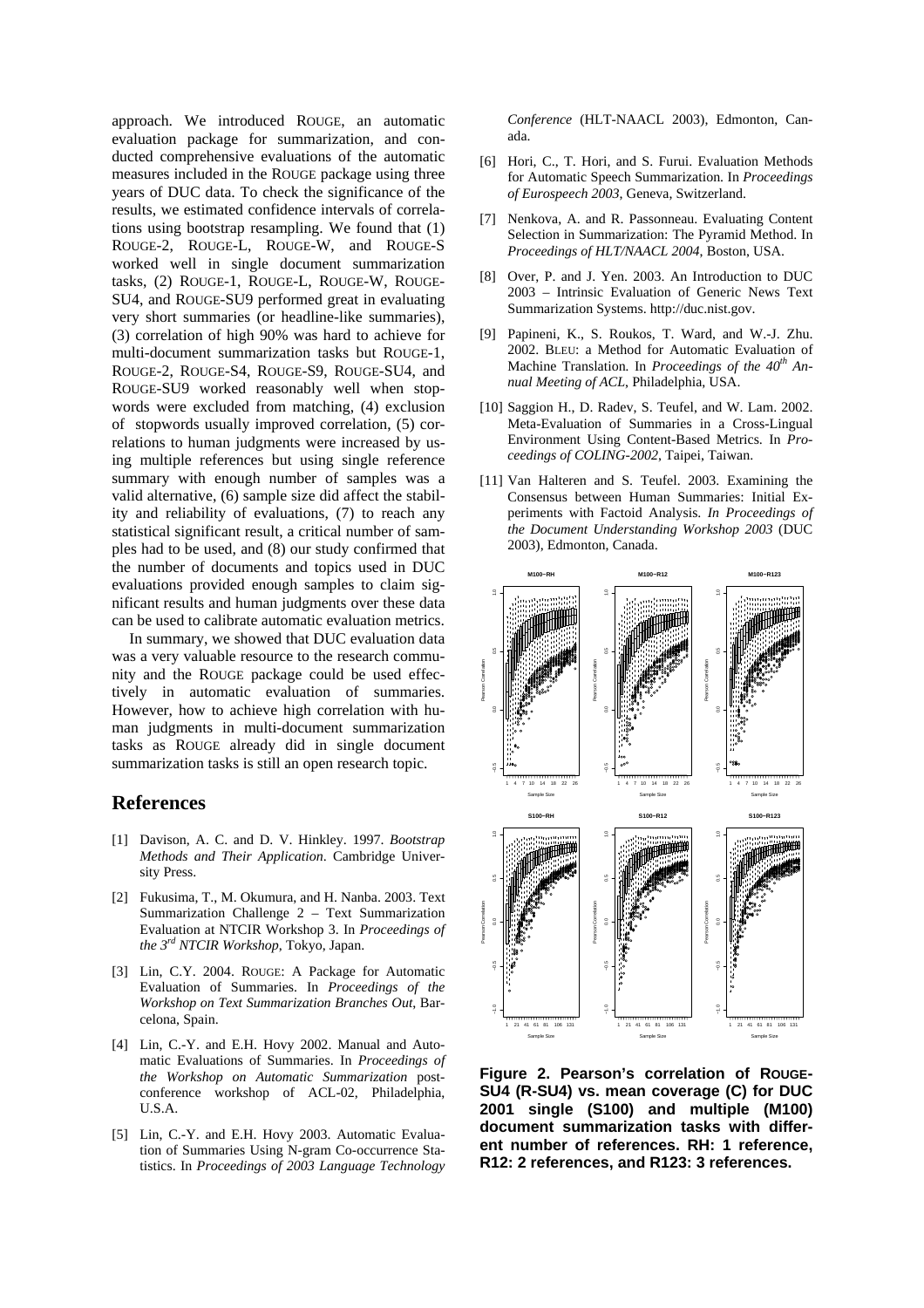approach. We introduced ROUGE, an automatic evaluation package for summarization, and conducted comprehensive evaluations of the automatic measures included in the ROUGE package using three years of DUC data. To check the significance of the results, we estimated confidence intervals of correlations using bootstrap resampling. We found that (1) ROUGE-2, ROUGE-L, ROUGE-W, and ROUGE-S worked well in single document summarization tasks, (2) ROUGE-1, ROUGE-L, ROUGE-W, ROUGE-SU4, and ROUGE-SU9 performed great in evaluating very short summaries (or headline-like summaries), (3) correlation of high 90% was hard to achieve for multi-document summarization tasks but ROUGE-1, ROUGE-2, ROUGE-S4, ROUGE-S9, ROUGE-SU4, and ROUGE-SU9 worked reasonably well when stopwords were excluded from matching, (4) exclusion of stopwords usually improved correlation, (5) correlations to human judgments were increased by using multiple references but using single reference summary with enough number of samples was a valid alternative, (6) sample size did affect the stability and reliability of evaluations, (7) to reach any statistical significant result, a critical number of samples had to be used, and (8) our study confirmed that the number of documents and topics used in DUC evaluations provided enough samples to claim significant results and human judgments over these data can be used to calibrate automatic evaluation metrics.

In summary, we showed that DUC evaluation data was a very valuable resource to the research community and the ROUGE package could be used effectively in automatic evaluation of summaries. However, how to achieve high correlation with human judgments in multi-document summarization tasks as ROUGE already did in single document summarization tasks is still an open research topic.

## References

[1] Davison, A. C. and D. V. Hinkley. 1997. *Bootstrap Methods and Their Application*. Cambridge University Press.

[2] Fukusima, T., M. Okumura, and H. Nanba. 2003. Text Summarization Challenge 2 – Text Summarization Evaluation at NTCIR Workshop 3. In *Proceedings of the 3rd NTCIR Workshop*, Tokyo, Japan.

[3] Lin, C.Y. 2004. ROUGE: A Package for Automatic Evaluation of Summaries. In *Proceedings of the Workshop on Text Summarization Branches Out*, Barcelona, Spain.

[4] Lin, C.-Y. and E.H. Hovy 2002. Manual and Automatic Evaluations of Summaries. In *Proceedings of the Workshop on Automatic Summarization* post-conference workshop of ACL-02, Philadelphia, U.S.A.

[5] Lin, C.-Y. and E.H. Hovy 2003. Automatic Evaluation of Summaries Using N-gram Co-occurrence Statistics. In *Proceedings of 2003 Language Technology Conference* (HLT-NAACL 2003), Edmonton, Canada.

[6] Hori, C., T. Hori, and S. Furui. Evaluation Methods for Automatic Speech Summarization. In *Proceedings of Eurospeech 2003*, Geneva, Switzerland.

[7] Nenkova, A. and R. Passonneau. Evaluating Content Selection in Summarization: The Pyramid Method. In *Proceedings of HLT/NAACL 2004*, Boston, USA.

[8] Over, P. and J. Yen. 2003. An Introduction to DUC 2003 – Intrinsic Evaluation of Generic News Text Summarization Systems. http://duc.nist.gov.

[9] Papineni, K., S. Roukos, T. Ward, and W.-J. Zhu. 2002. BLEU: a Method for Automatic Evaluation of Machine Translation. In *Proceedings of the 40th Annual Meeting of ACL*, Philadelphia, USA.

[10] Saggion H., D. Radev, S. Teufel, and W. Lam. 2002. Meta-Evaluation of Summaries in a Cross-Lingual Environment Using Content-Based Metrics. In *Proceedings of COLING-2002*, Taipei, Taiwan.

[11] Van Halteren and S. Teufel. 2003. Examining the Consensus between Human Summaries: Initial Experiments with Factoid Analysis. *In Proceedings of the Document Understanding Workshop 2003* (DUC 2003), Edmonton, Canada.

M100−RH
M100−R12
M100−R123
Pearson Correlation
1.0
0.5
0.0
−0.5
1 4 7 10 14 18 22 26
Sample Size

S100−RH
S100−R12
S100−R123
Pearson Correlation
1.0
0.5
0.0
−0.5
−1.0
1 21 41 61 81 106 131
Sample Size

**Figure 2. Pearson's correlation of ROUGE-SU4 (R-SU4) vs. mean coverage (C) for DUC 2001 single (S100) and multiple (M100) document summarization tasks with different number of references. RH: 1 reference, R12: 2 references, and R123: 3 references.**